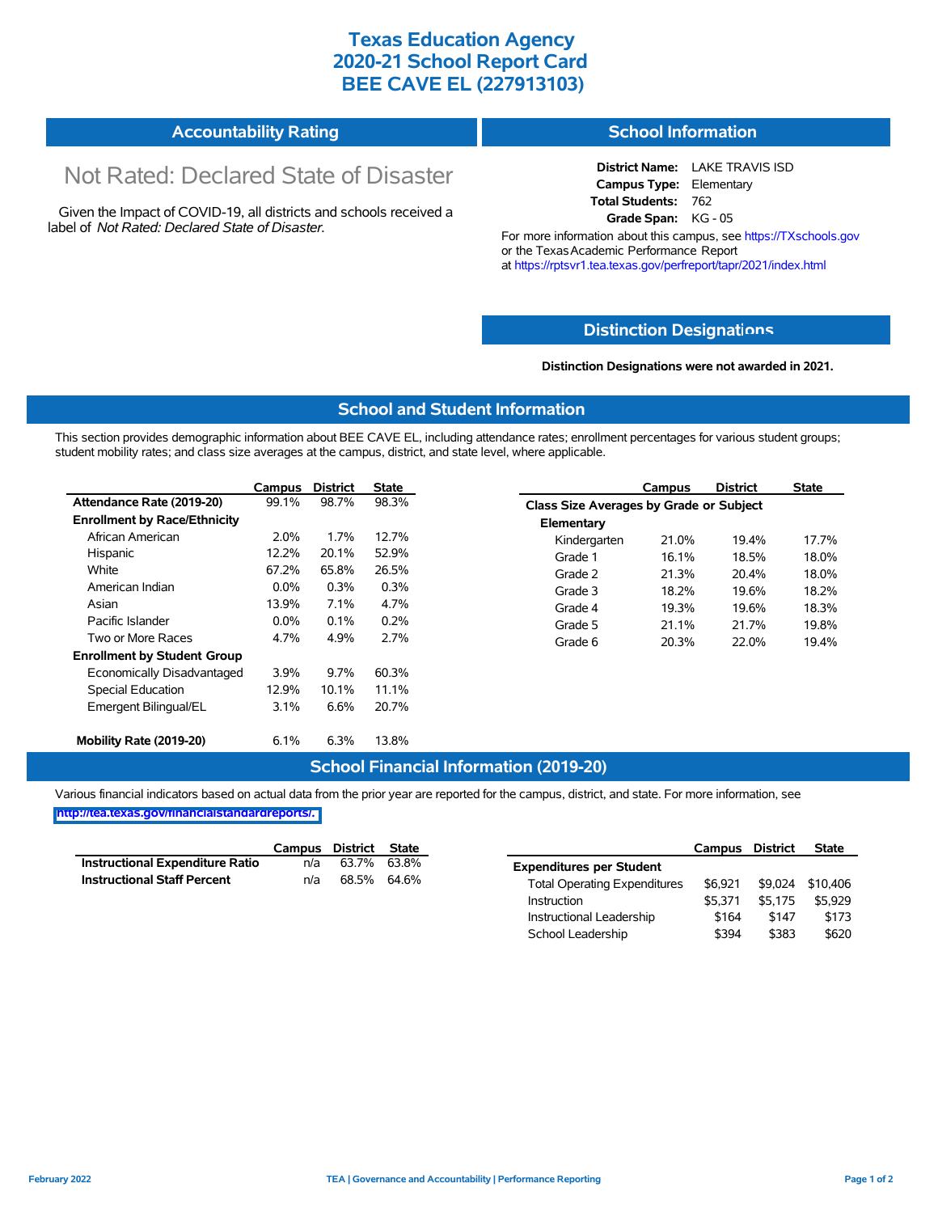# Texas Education Agency
# 2020-21 School Report Card
# BEE CAVE EL (227913103)

## Accountability Rating

Not Rated: Declared State of Disaster

Given the Impact of COVID-19, all districts and schools received a label of *Not Rated: Declared State of Disaster*.

## School Information

**District Name:** LAKE TRAVIS ISD
**Campus Type:** Elementary
**Total Students:** 762
**Grade Span:** KG - 05

For more information about this campus, see https://TXschools.gov or the Texas Academic Performance Report at https://rptsvr1.tea.texas.gov/perfreport/tapr/2021/index.html

## Distinction Designations

**Distinction Designations were not awarded in 2021.**

## School and Student Information

This section provides demographic information about BEE CAVE EL, including attendance rates; enrollment percentages for various student groups; student mobility rates; and class size averages at the campus, district, and state level, where applicable.

| | Campus | District | State |
|---|---|---|---|
| **Attendance Rate (2019-20)** | 99.1% | 98.7% | 98.3% |
| **Enrollment by Race/Ethnicity** | | | |
| African American | 2.0% | 1.7% | 12.7% |
| Hispanic | 12.2% | 20.1% | 52.9% |
| White | 67.2% | 65.8% | 26.5% |
| American Indian | 0.0% | 0.3% | 0.3% |
| Asian | 13.9% | 7.1% | 4.7% |
| Pacific Islander | 0.0% | 0.1% | 0.2% |
| Two or More Races | 4.7% | 4.9% | 2.7% |
| **Enrollment by Student Group** | | | |
| Economically Disadvantaged | 3.9% | 9.7% | 60.3% |
| Special Education | 12.9% | 10.1% | 11.1% |
| Emergent Bilingual/EL | 3.1% | 6.6% | 20.7% |
| **Mobility Rate (2019-20)** | 6.1% | 6.3% | 13.8% |

| | Campus | District | State |
|---|---|---|---|
| **Class Size Averages by Grade or Subject** | | | |
| **Elementary** | | | |
| Kindergarten | 21.0% | 19.4% | 17.7% |
| Grade 1 | 16.1% | 18.5% | 18.0% |
| Grade 2 | 21.3% | 20.4% | 18.0% |
| Grade 3 | 18.2% | 19.6% | 18.2% |
| Grade 4 | 19.3% | 19.6% | 18.3% |
| Grade 5 | 21.1% | 21.7% | 19.8% |
| Grade 6 | 20.3% | 22.0% | 19.4% |

## School Financial Information (2019-20)

Various financial indicators based on actual data from the prior year are reported for the campus, district, and state. For more information, see http://tea.texas.gov/financialstandardreports/.

| | Campus | District | State |
|---|---|---|---|
| **Instructional Expenditure Ratio** | n/a | 63.7% | 63.8% |
| **Instructional Staff Percent** | n/a | 68.5% | 64.6% |

| | Campus | District | State |
|---|---|---|---|
| **Expenditures per Student** | | | |
| Total Operating Expenditures | $6,921 | $9,024 | $10,406 |
| Instruction | $5,371 | $5,175 | $5,929 |
| Instructional Leadership | $164 | $147 | $173 |
| School Leadership | $394 | $383 | $620 |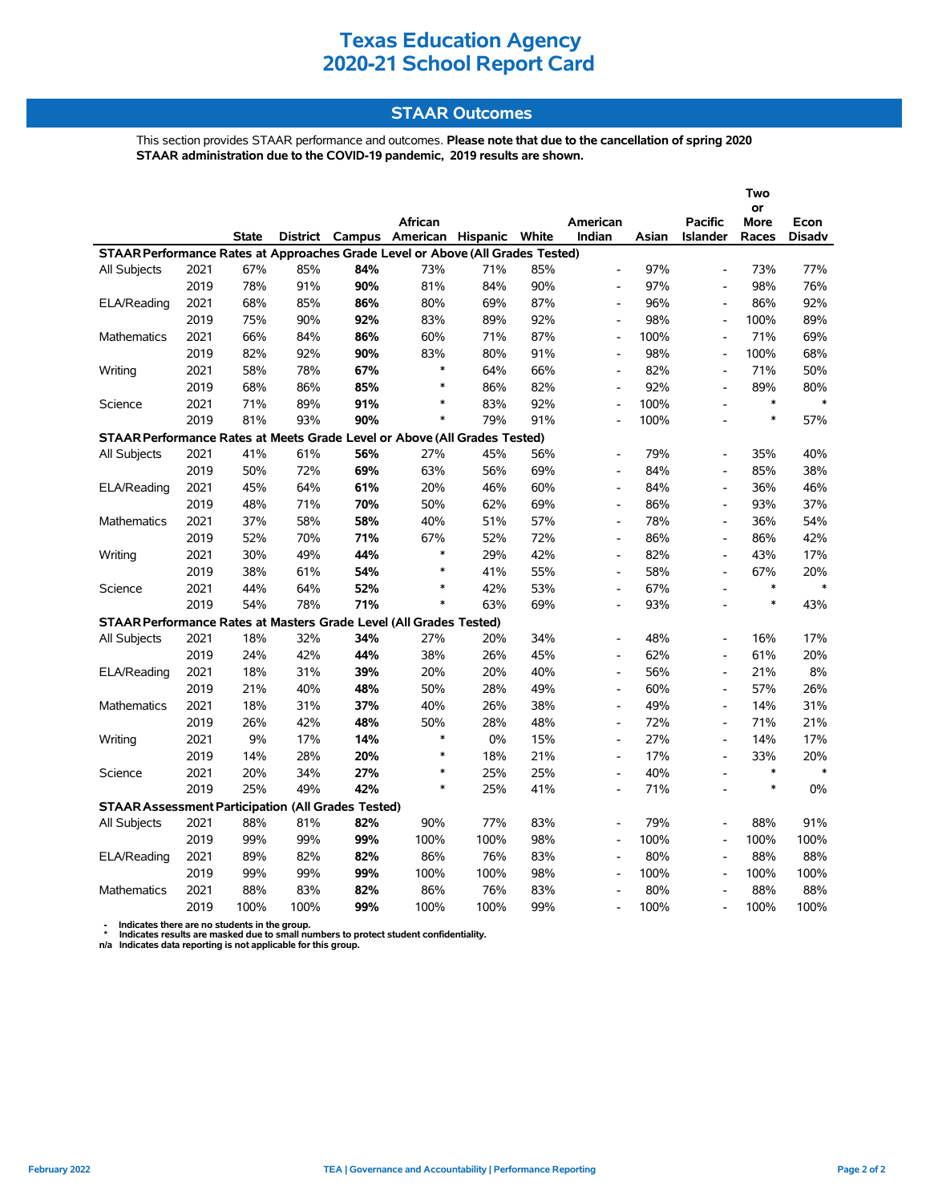# Texas Education Agency
# 2020-21 School Report Card

## STAAR Outcomes

This section provides STAAR performance and outcomes. **Please note that due to the cancellation of spring 2020 STAAR administration due to the COVID-19 pandemic, 2019 results are shown.**

| | | State | District | Campus | African American | Hispanic | White | American Indian | Asian | Pacific Islander | Two or More Races | Econ Disadv |
|---|---|---|---|---|---|---|---|---|---|---|---|---|
| **STAAR Performance Rates at Approaches Grade Level or Above (All Grades Tested)** | | | | | | | | | | | | |
| All Subjects | 2021 | 67% | 85% | **84%** | 73% | 71% | 85% | - | 97% | - | 73% | 77% |
| | 2019 | 78% | 91% | **90%** | 81% | 84% | 90% | - | 97% | - | 98% | 76% |
| ELA/Reading | 2021 | 68% | 85% | **86%** | 80% | 69% | 87% | - | 96% | - | 86% | 92% |
| | 2019 | 75% | 90% | **92%** | 83% | 89% | 92% | - | 98% | - | 100% | 89% |
| Mathematics | 2021 | 66% | 84% | **86%** | 60% | 71% | 87% | - | 100% | - | 71% | 69% |
| | 2019 | 82% | 92% | **90%** | 83% | 80% | 91% | - | 98% | - | 100% | 68% |
| Writing | 2021 | 58% | 78% | **67%** | * | 64% | 66% | - | 82% | - | 71% | 50% |
| | 2019 | 68% | 86% | **85%** | * | 86% | 82% | - | 92% | - | 89% | 80% |
| Science | 2021 | 71% | 89% | **91%** | * | 83% | 92% | - | 100% | - | * | * |
| | 2019 | 81% | 93% | **90%** | * | 79% | 91% | - | 100% | - | * | 57% |
| **STAAR Performance Rates at Meets Grade Level or Above (All Grades Tested)** | | | | | | | | | | | | |
| All Subjects | 2021 | 41% | 61% | **56%** | 27% | 45% | 56% | - | 79% | - | 35% | 40% |
| | 2019 | 50% | 72% | **69%** | 63% | 56% | 69% | - | 84% | - | 85% | 38% |
| ELA/Reading | 2021 | 45% | 64% | **61%** | 20% | 46% | 60% | - | 84% | - | 36% | 46% |
| | 2019 | 48% | 71% | **70%** | 50% | 62% | 69% | - | 86% | - | 93% | 37% |
| Mathematics | 2021 | 37% | 58% | **58%** | 40% | 51% | 57% | - | 78% | - | 36% | 54% |
| | 2019 | 52% | 70% | **71%** | 67% | 52% | 72% | - | 86% | - | 86% | 42% |
| Writing | 2021 | 30% | 49% | **44%** | * | 29% | 42% | - | 82% | - | 43% | 17% |
| | 2019 | 38% | 61% | **54%** | * | 41% | 55% | - | 58% | - | 67% | 20% |
| Science | 2021 | 44% | 64% | **52%** | * | 42% | 53% | - | 67% | - | * | * |
| | 2019 | 54% | 78% | **71%** | * | 63% | 69% | - | 93% | - | * | 43% |
| **STAAR Performance Rates at Masters Grade Level (All Grades Tested)** | | | | | | | | | | | | |
| All Subjects | 2021 | 18% | 32% | **34%** | 27% | 20% | 34% | - | 48% | - | 16% | 17% |
| | 2019 | 24% | 42% | **44%** | 38% | 26% | 45% | - | 62% | - | 61% | 20% |
| ELA/Reading | 2021 | 18% | 31% | **39%** | 20% | 20% | 40% | - | 56% | - | 21% | 8% |
| | 2019 | 21% | 40% | **48%** | 50% | 28% | 49% | - | 60% | - | 57% | 26% |
| Mathematics | 2021 | 18% | 31% | **37%** | 40% | 26% | 38% | - | 49% | - | 14% | 31% |
| | 2019 | 26% | 42% | **48%** | 50% | 28% | 48% | - | 72% | - | 71% | 21% |
| Writing | 2021 | 9% | 17% | **14%** | * | 0% | 15% | - | 27% | - | 14% | 17% |
| | 2019 | 14% | 28% | **20%** | * | 18% | 21% | - | 17% | - | 33% | 20% |
| Science | 2021 | 20% | 34% | **27%** | * | 25% | 25% | - | 40% | - | * | * |
| | 2019 | 25% | 49% | **42%** | * | 25% | 41% | - | 71% | - | * | 0% |
| **STAAR Assessment Participation (All Grades Tested)** | | | | | | | | | | | | |
| All Subjects | 2021 | 88% | 81% | **82%** | 90% | 77% | 83% | - | 79% | - | 88% | 91% |
| | 2019 | 99% | 99% | **99%** | 100% | 100% | 98% | - | 100% | - | 100% | 100% |
| ELA/Reading | 2021 | 89% | 82% | **82%** | 86% | 76% | 83% | - | 80% | - | 88% | 88% |
| | 2019 | 99% | 99% | **99%** | 100% | 100% | 98% | - | 100% | - | 100% | 100% |
| Mathematics | 2021 | 88% | 83% | **82%** | 86% | 76% | 83% | - | 80% | - | 88% | 88% |
| | 2019 | 100% | 100% | **99%** | 100% | 100% | 99% | - | 100% | - | 100% | 100% |

- Indicates there are no students in the group.
\* Indicates results are masked due to small numbers to protect student confidentiality.
n/a Indicates data reporting is not applicable for this group.